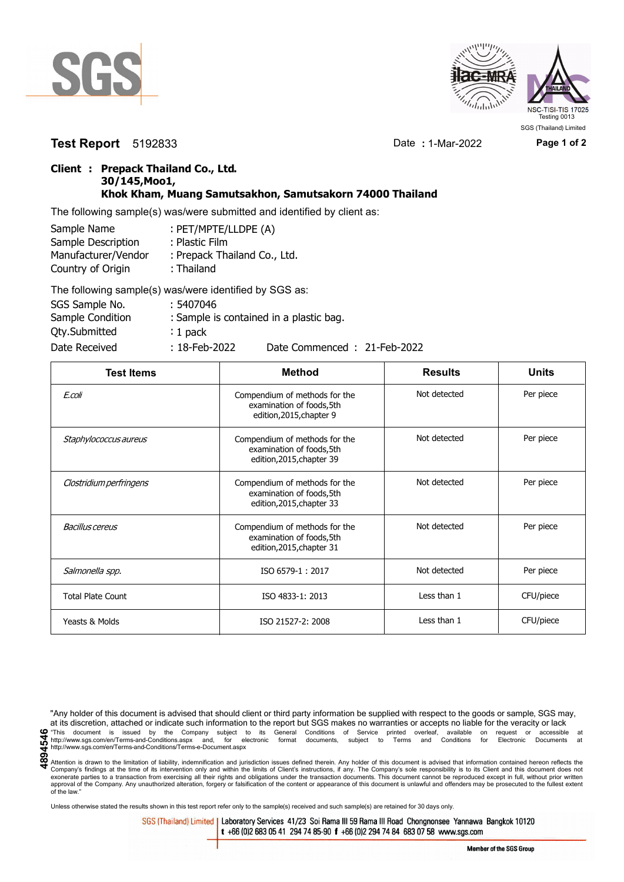SGS

ilac-MRA THAILAND NSC-TISI-TIS 17025 Testing 0013 SGS (Thailand) Limited

**Test Report** 5192833 Date : 1-Mar-2022

**Client : Prepack Thailand Co., Ltd.**
**30/145,Moo1,**
**Khok Kham, Muang Samutsakhon, Samutsakorn 74000 Thailand**

The following sample(s) was/were submitted and identified by client as:

Sample Name : PET/MPTE/LLDPE (A)
Sample Description : Plastic Film
Manufacturer/Vendor : Prepack Thailand Co., Ltd.
Country of Origin : Thailand

The following sample(s) was/were identified by SGS as:

SGS Sample No. : 5407046
Sample Condition : Sample is contained in a plastic bag.
Qty.Submitted : 1 pack
Date Received : 18-Feb-2022 Date Commenced : 21-Feb-2022

| Test Items | Method | Results | Units |
|---|---|---|---|
| *E.coli* | Compendium of methods for the examination of foods,5th edition,2015,chapter 9 | Not detected | Per piece |
| *Staphylococcus aureus* | Compendium of methods for the examination of foods,5th edition,2015,chapter 39 | Not detected | Per piece |
| *Clostridium perfringens* | Compendium of methods for the examination of foods,5th edition,2015,chapter 33 | Not detected | Per piece |
| *Bacillus cereus* | Compendium of methods for the examination of foods,5th edition,2015,chapter 31 | Not detected | Per piece |
| *Salmonella spp.* | ISO 6579-1 : 2017 | Not detected | Per piece |
| Total Plate Count | ISO 4833-1: 2013 | Less than 1 | CFU/piece |
| Yeasts & Molds | ISO 21527-2: 2008 | Less than 1 | CFU/piece |

"Any holder of this document is advised that should client or third party information be supplied with respect to the goods or sample, SGS may, at its discretion, attached or indicate such information to the report but SGS makes no warranties or accepts no liable for the veracity or lack

"This document is issued by the Company subject to its General Conditions of Service printed overleaf, available on request or accessible at http://www.sgs.com/en/Terms-and-Conditions.aspx and, for electronic format documents, subject to Terms and Conditions for Electronic Documents at http://www.sgs.com/en/Terms-and-Conditions/Terms-e-Document.aspx

Attention is drawn to the limitation of liability, indemnification and jurisdiction issues defined therein. Any holder of this document is advised that information contained hereon reflects the Company's findings at the time of its intervention only and within the limits of Client's instructions, if any. The Company's sole responsibility is to its Client and this document does not exonerate parties to a transaction from exercising all their rights and obligations under the transaction documents. This document cannot be reproduced except in full, without prior written approval of the Company. Any unauthorized alteration, forgery or falsification of the content or appearance of this document is unlawful and offenders may be prosecuted to the fullest extent of the law."

Unless otherwise stated the results shown in this test report refer only to the sample(s) received and such sample(s) are retained for 30 days only.

4894546

SGS (Thailand) Limited | Laboratory Services 41/23 Soi Rama III 59 Rama III Road Chongnonsee Yannawa Bangkok 10120
t +66 (0)2 683 05 41 294 74 85-90 f +66 (0)2 294 74 84 683 07 58 www.sgs.com

Member of the SGS Group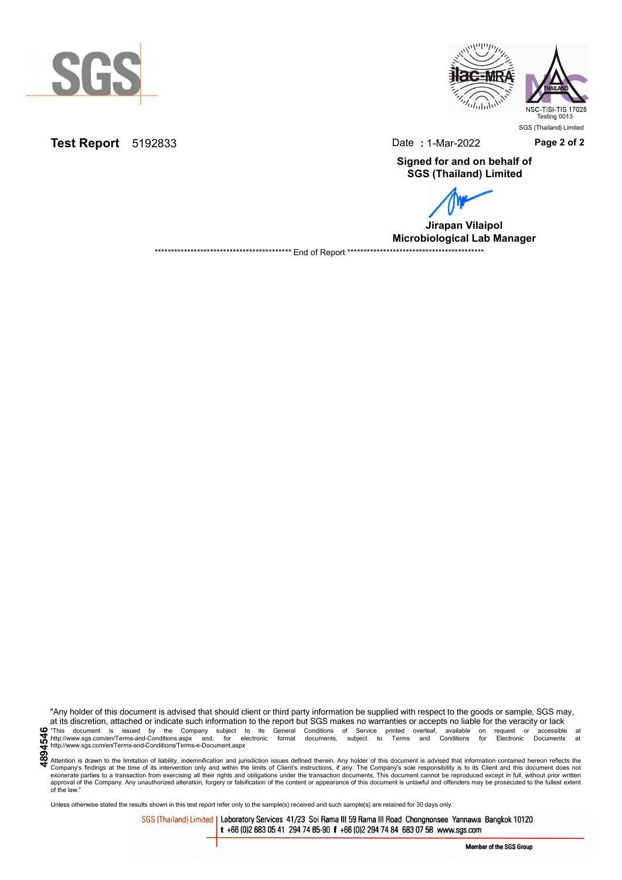**Test Report** 5192833

Date : 1-Mar-2022

**Signed for and on behalf of**
**SGS (Thailand) Limited**

**Jirapan Vilaipol**
**Microbiological Lab Manager**

******************************************** End of Report ********************************************

"Any holder of this document is advised that should client or third party information be supplied with respect to the goods or sample, SGS may, at its discretion, attached or indicate such information to the report but SGS makes no warranties or accepts no liable for the veracity or lack

"This document is issued by the Company subject to its General Conditions of Service printed overleaf, available on request or accessible at http://www.sgs.com/en/Terms-and-Conditions.aspx and, for electronic format documents, subject to Terms and Conditions for Electronic Documents at http://www.sgs.com/en/Terms-and-Conditions/Terms-e-Document.aspx

Attention is drawn to the limitation of liability, indemnification and jurisdiction issues defined therein. Any holder of this document is advised that information contained hereon reflects the Company's findings at the time of its intervention only and within the limits of Client's instructions, if any. The Company's sole responsibility is to its Client and this document does not exonerate parties to a transaction from exercising all their rights and obligations under the transaction documents. This document cannot be reproduced except in full, without prior written approval of the Company. Any unauthorized alteration, forgery or falsification of the content or appearance of this document is unlawful and offenders may be prosecuted to the fullest extent of the law."

Unless otherwise stated the results shown in this test report refer only to the sample(s) received and such sample(s) are retained for 30 days only.

4894546

SGS (Thailand) Limited | Laboratory Services 41/23 Soi Rama III 59 Rama III Road Chongnonsee Yannawa Bangkok 10120
t +66 (0)2 683 05 41 294 74 85-90 f +66 (0)2 294 74 84 683 07 58 www.sgs.com

Member of the SGS Group